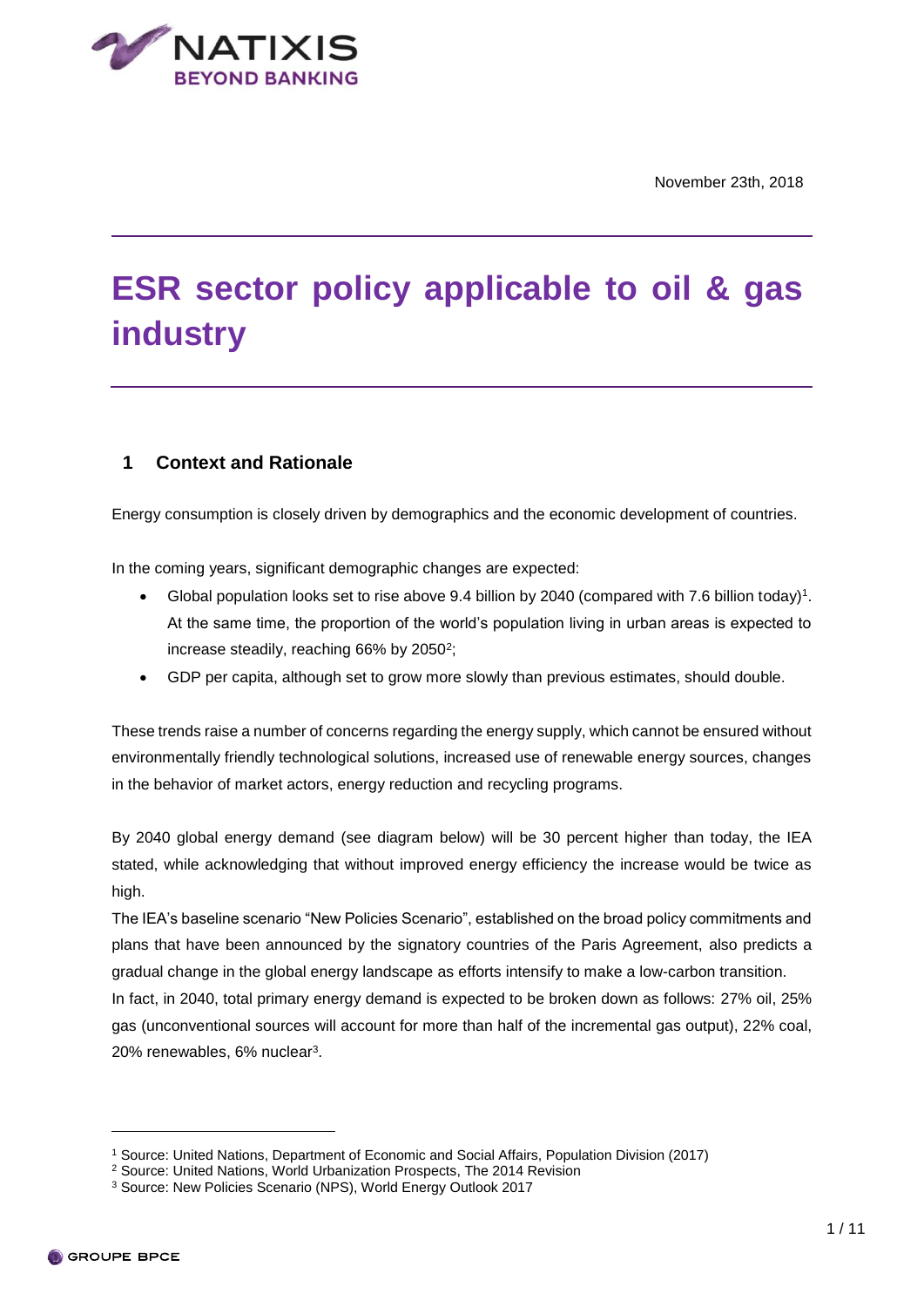November 23th, 2018

# ESR sector policy applicable to oil & gas industry

## 1 Context and Rationale

Energy consumption is closely driven by demographics and the economic development of countries.

In the coming years, significant demographic changes are expected:

- Global population looks set to rise above 9.4 billion by 2040 (compared with 7.6 billion today)[1]. At the same time, the proportion of the world's population living in urban areas is expected to increase steadily, reaching 66% by 2050[2];
- GDP per capita, although set to grow more slowly than previous estimates, should double.

These trends raise a number of concerns regarding the energy supply, which cannot be ensured without environmentally friendly technological solutions, increased use of renewable energy sources, changes in the behavior of market actors, energy reduction and recycling programs.

By 2040 global energy demand (see diagram below) will be 30 percent higher than today, the IEA stated, while acknowledging that without improved energy efficiency the increase would be twice as high.

The IEA's baseline scenario "New Policies Scenario", established on the broad policy commitments and plans that have been announced by the signatory countries of the Paris Agreement, also predicts a gradual change in the global energy landscape as efforts intensify to make a low-carbon transition.

In fact, in 2040, total primary energy demand is expected to be broken down as follows: 27% oil, 25% gas (unconventional sources will account for more than half of the incremental gas output), 22% coal, 20% renewables, 6% nuclear[3].

---

[1] Source: United Nations, Department of Economic and Social Affairs, Population Division (2017)

[2] Source: United Nations, World Urbanization Prospects, The 2014 Revision

[3] Source: New Policies Scenario (NPS), World Energy Outlook 2017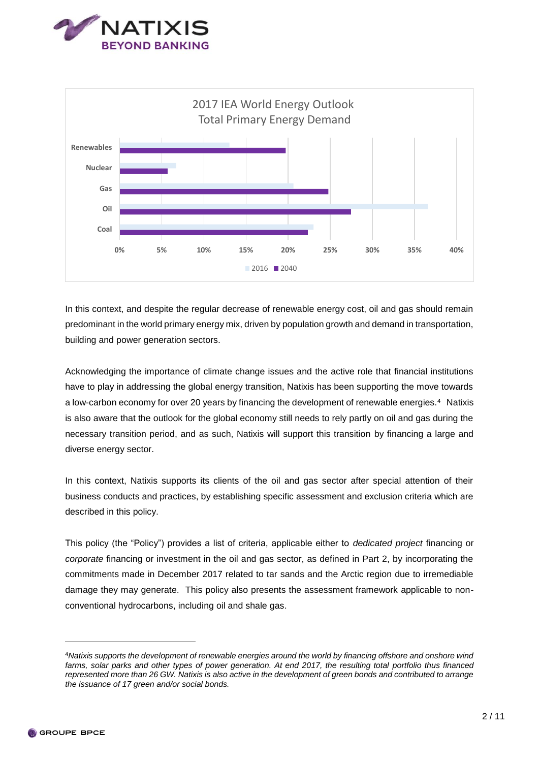2017 IEA World Energy Outlook
Total Primary Energy Demand

In this context, and despite the regular decrease of renewable energy cost, oil and gas should remain predominant in the world primary energy mix, driven by population growth and demand in transportation, building and power generation sectors.

Acknowledging the importance of climate change issues and the active role that financial institutions have to play in addressing the global energy transition, Natixis has been supporting the move towards a low-carbon economy for over 20 years by financing the development of renewable energies.[4] Natixis is also aware that the outlook for the global economy still needs to rely partly on oil and gas during the necessary transition period, and as such, Natixis will support this transition by financing a large and diverse energy sector.

In this context, Natixis supports its clients of the oil and gas sector after special attention of their business conducts and practices, by establishing specific assessment and exclusion criteria which are described in this policy.

This policy (the "Policy") provides a list of criteria, applicable either to *dedicated project* financing or *corporate* financing or investment in the oil and gas sector, as defined in Part 2, by incorporating the commitments made in December 2017 related to tar sands and the Arctic region due to irremediable damage they may generate. This policy also presents the assessment framework applicable to non-conventional hydrocarbons, including oil and shale gas.

---

[4] *Natixis supports the development of renewable energies around the world by financing offshore and onshore wind farms, solar parks and other types of power generation. At end 2017, the resulting total portfolio thus financed represented more than 26 GW. Natixis is also active in the development of green bonds and contributed to arrange the issuance of 17 green and/or social bonds.*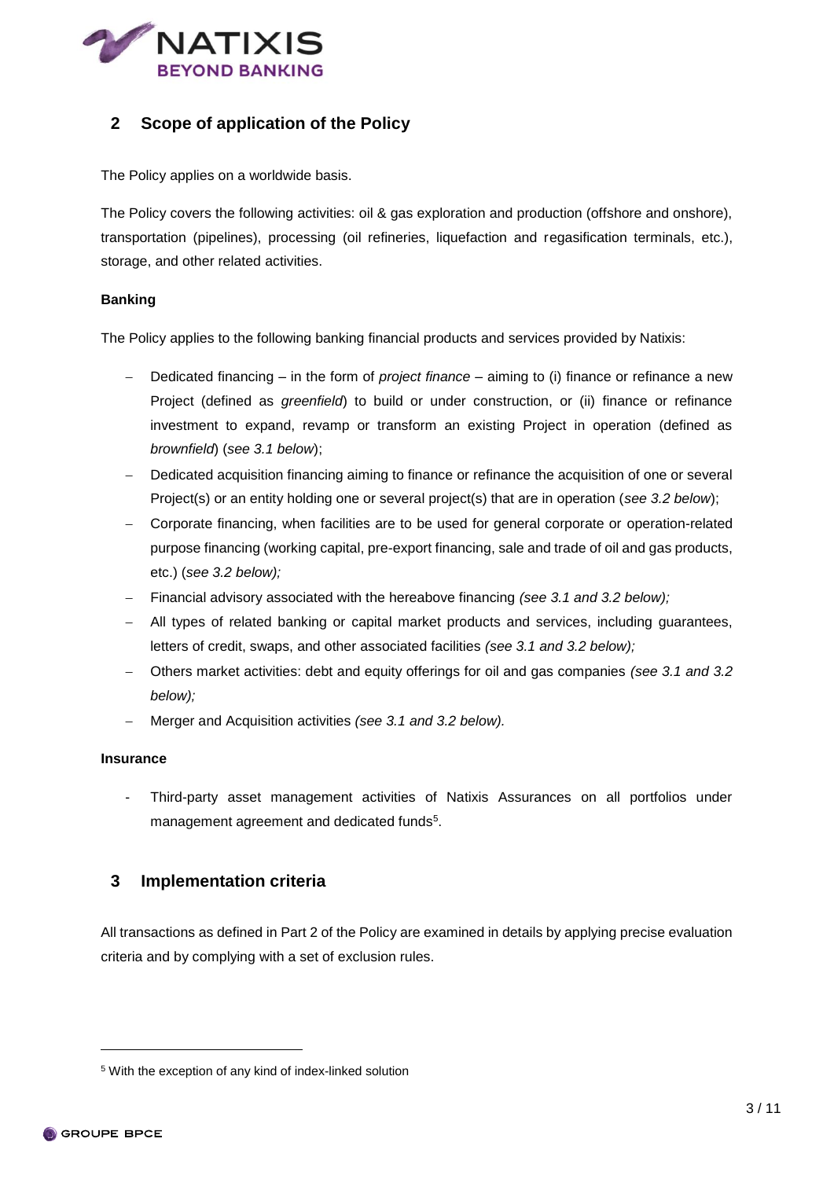## 2 Scope of application of the Policy

The Policy applies on a worldwide basis.

The Policy covers the following activities: oil & gas exploration and production (offshore and onshore), transportation (pipelines), processing (oil refineries, liquefaction and regasification terminals, etc.), storage, and other related activities.

**Banking**

The Policy applies to the following banking financial products and services provided by Natixis:

- Dedicated financing – in the form of *project finance* – aiming to (i) finance or refinance a new Project (defined as *greenfield*) to build or under construction, or (ii) finance or refinance investment to expand, revamp or transform an existing Project in operation (defined as *brownfield*) (*see 3.1 below*);
- Dedicated acquisition financing aiming to finance or refinance the acquisition of one or several Project(s) or an entity holding one or several project(s) that are in operation (*see 3.2 below*);
- Corporate financing, when facilities are to be used for general corporate or operation-related purpose financing (working capital, pre-export financing, sale and trade of oil and gas products, etc.) (*see 3.2 below);*
- Financial advisory associated with the hereabove financing *(see 3.1 and 3.2 below);*
- All types of related banking or capital market products and services, including guarantees, letters of credit, swaps, and other associated facilities *(see 3.1 and 3.2 below);*
- Others market activities: debt and equity offerings for oil and gas companies *(see 3.1 and 3.2 below);*
- Merger and Acquisition activities *(see 3.1 and 3.2 below).*

**Insurance**

- Third-party asset management activities of Natixis Assurances on all portfolios under management agreement and dedicated funds[5].

## 3 Implementation criteria

All transactions as defined in Part 2 of the Policy are examined in details by applying precise evaluation criteria and by complying with a set of exclusion rules.

[5] With the exception of any kind of index-linked solution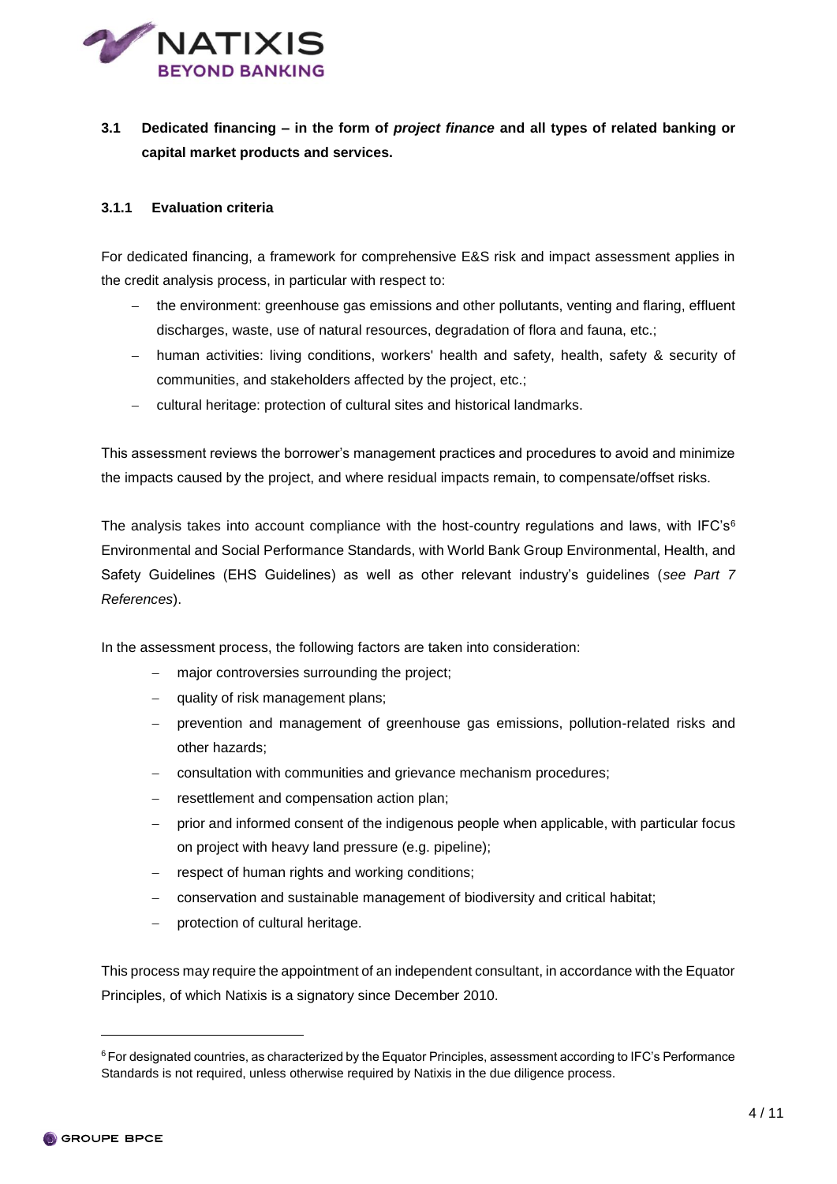### 3.1 Dedicated financing – in the form of *project finance* and all types of related banking or capital market products and services.

#### 3.1.1 Evaluation criteria

For dedicated financing, a framework for comprehensive E&S risk and impact assessment applies in the credit analysis process, in particular with respect to:

- the environment: greenhouse gas emissions and other pollutants, venting and flaring, effluent discharges, waste, use of natural resources, degradation of flora and fauna, etc.;
- human activities: living conditions, workers' health and safety, health, safety & security of communities, and stakeholders affected by the project, etc.;
- cultural heritage: protection of cultural sites and historical landmarks.

This assessment reviews the borrower's management practices and procedures to avoid and minimize the impacts caused by the project, and where residual impacts remain, to compensate/offset risks.

The analysis takes into account compliance with the host-country regulations and laws, with IFC's[6] Environmental and Social Performance Standards, with World Bank Group Environmental, Health, and Safety Guidelines (EHS Guidelines) as well as other relevant industry's guidelines (*see Part 7 References*).

In the assessment process, the following factors are taken into consideration:

- major controversies surrounding the project;
- quality of risk management plans;
- prevention and management of greenhouse gas emissions, pollution-related risks and other hazards;
- consultation with communities and grievance mechanism procedures;
- resettlement and compensation action plan;
- prior and informed consent of the indigenous people when applicable, with particular focus on project with heavy land pressure (e.g. pipeline);
- respect of human rights and working conditions;
- conservation and sustainable management of biodiversity and critical habitat;
- protection of cultural heritage.

This process may require the appointment of an independent consultant, in accordance with the Equator Principles, of which Natixis is a signatory since December 2010.

---

[6] For designated countries, as characterized by the Equator Principles, assessment according to IFC's Performance Standards is not required, unless otherwise required by Natixis in the due diligence process.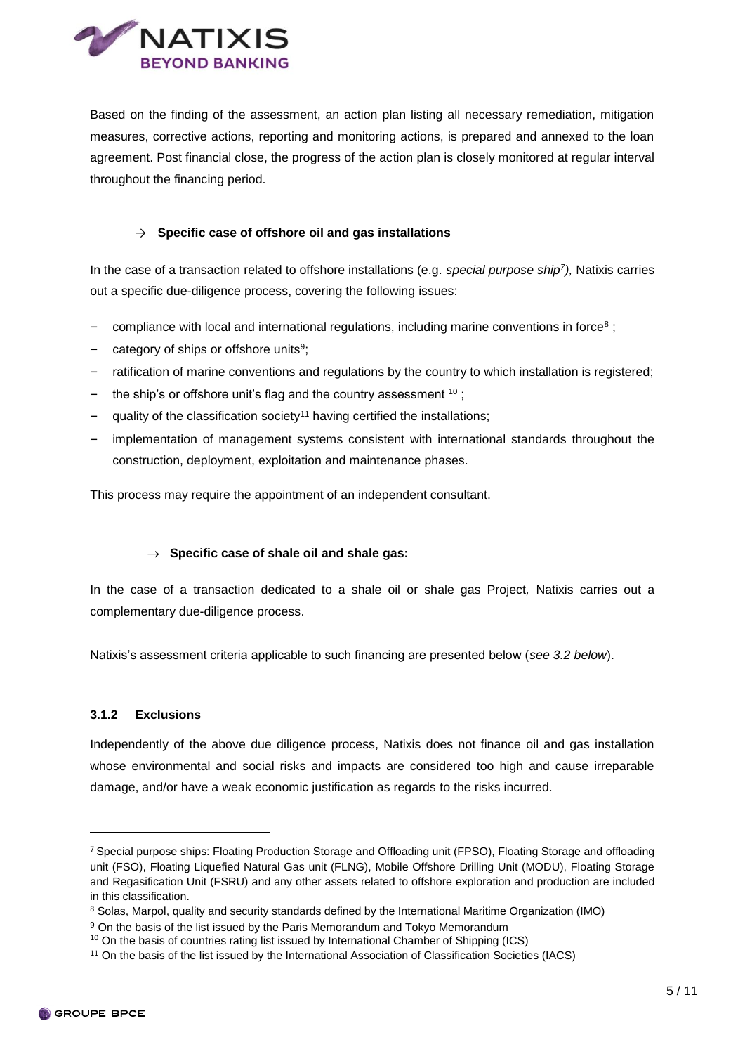Based on the finding of the assessment, an action plan listing all necessary remediation, mitigation measures, corrective actions, reporting and monitoring actions, is prepared and annexed to the loan agreement. Post financial close, the progress of the action plan is closely monitored at regular interval throughout the financing period.

→ **Specific case of offshore oil and gas installations**

In the case of a transaction related to offshore installations (e.g. *special purpose ship*[7]*)*, Natixis carries out a specific due-diligence process, covering the following issues:

- compliance with local and international regulations, including marine conventions in force[8] ;
- category of ships or offshore units[9];
- ratification of marine conventions and regulations by the country to which installation is registered;
- the ship's or offshore unit's flag and the country assessment [10] ;
- quality of the classification society[11] having certified the installations;
- implementation of management systems consistent with international standards throughout the construction, deployment, exploitation and maintenance phases.

This process may require the appointment of an independent consultant.

→ **Specific case of shale oil and shale gas:**

In the case of a transaction dedicated to a shale oil or shale gas Project*,* Natixis carries out a complementary due-diligence process.

Natixis's assessment criteria applicable to such financing are presented below (*see 3.2 below*).

#### 3.1.2 Exclusions

Independently of the above due diligence process, Natixis does not finance oil and gas installation whose environmental and social risks and impacts are considered too high and cause irreparable damage, and/or have a weak economic justification as regards to the risks incurred.

---

[7] Special purpose ships: Floating Production Storage and Offloading unit (FPSO), Floating Storage and offloading unit (FSO), Floating Liquefied Natural Gas unit (FLNG), Mobile Offshore Drilling Unit (MODU), Floating Storage and Regasification Unit (FSRU) and any other assets related to offshore exploration and production are included in this classification.

[8] Solas, Marpol, quality and security standards defined by the International Maritime Organization (IMO)

[9] On the basis of the list issued by the Paris Memorandum and Tokyo Memorandum

[10] On the basis of countries rating list issued by International Chamber of Shipping (ICS)

[11] On the basis of the list issued by the International Association of Classification Societies (IACS)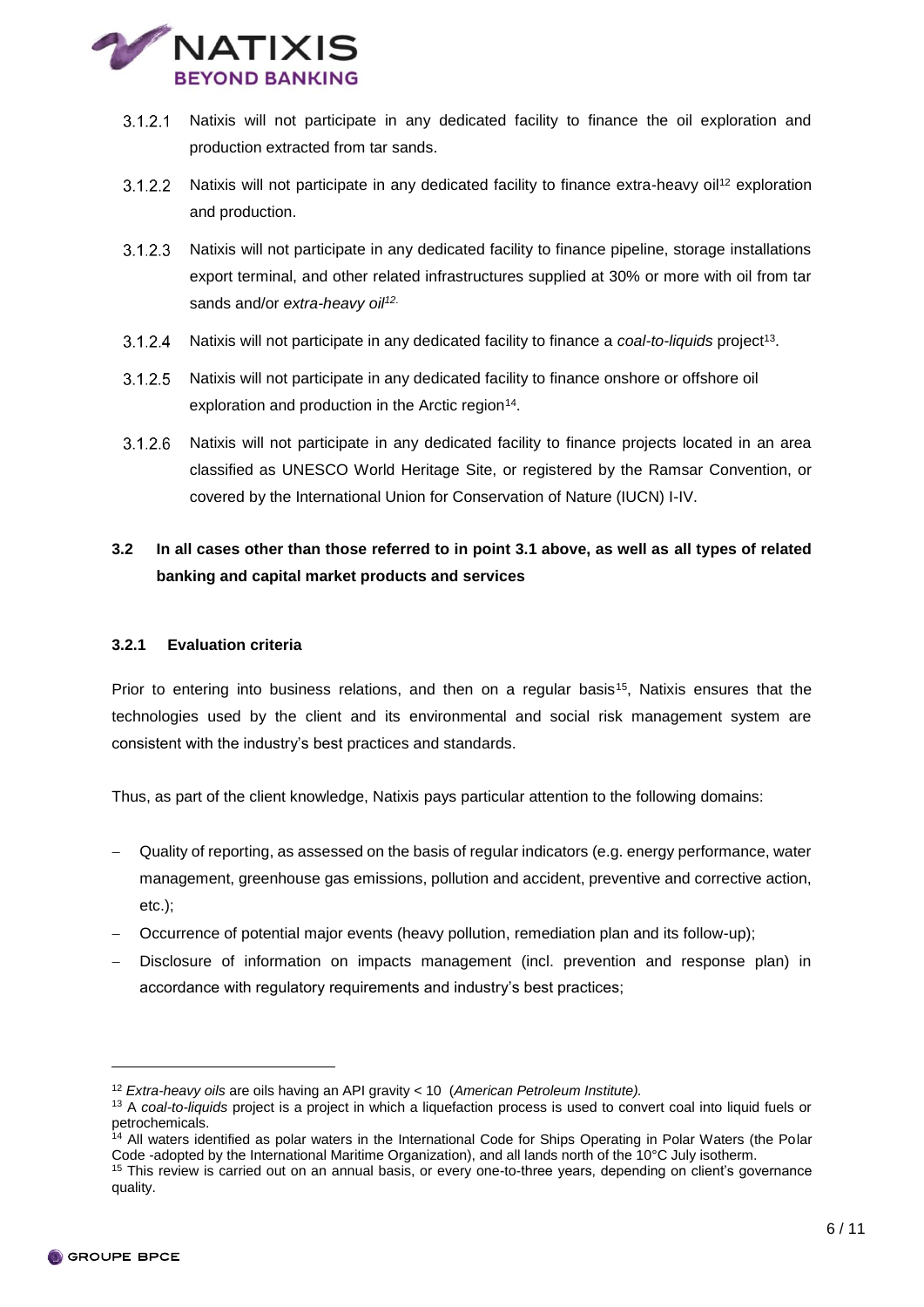3.1.2.1 Natixis will not participate in any dedicated facility to finance the oil exploration and production extracted from tar sands.

3.1.2.2 Natixis will not participate in any dedicated facility to finance extra-heavy oil[12] exploration and production.

3.1.2.3 Natixis will not participate in any dedicated facility to finance pipeline, storage installations export terminal, and other related infrastructures supplied at 30% or more with oil from tar sands and/or *extra-heavy oil*[12].

3.1.2.4 Natixis will not participate in any dedicated facility to finance a *coal-to-liquids* project[13].

3.1.2.5 Natixis will not participate in any dedicated facility to finance onshore or offshore oil exploration and production in the Arctic region[14].

3.1.2.6 Natixis will not participate in any dedicated facility to finance projects located in an area classified as UNESCO World Heritage Site, or registered by the Ramsar Convention, or covered by the International Union for Conservation of Nature (IUCN) I-IV.

## 3.2 In all cases other than those referred to in point 3.1 above, as well as all types of related banking and capital market products and services

### 3.2.1 Evaluation criteria

Prior to entering into business relations, and then on a regular basis[15], Natixis ensures that the technologies used by the client and its environmental and social risk management system are consistent with the industry's best practices and standards.

Thus, as part of the client knowledge, Natixis pays particular attention to the following domains:

- Quality of reporting, as assessed on the basis of regular indicators (e.g. energy performance, water management, greenhouse gas emissions, pollution and accident, preventive and corrective action, etc.);
- Occurrence of potential major events (heavy pollution, remediation plan and its follow-up);
- Disclosure of information on impacts management (incl. prevention and response plan) in accordance with regulatory requirements and industry's best practices;

---

[12] *Extra-heavy oils* are oils having an API gravity < 10 (*American Petroleum Institute).*

[13] A *coal-to-liquids* project is a project in which a liquefaction process is used to convert coal into liquid fuels or petrochemicals.

[14] All waters identified as polar waters in the International Code for Ships Operating in Polar Waters (the Polar Code -adopted by the International Maritime Organization), and all lands north of the 10°C July isotherm.

[15] This review is carried out on an annual basis, or every one-to-three years, depending on client's governance quality.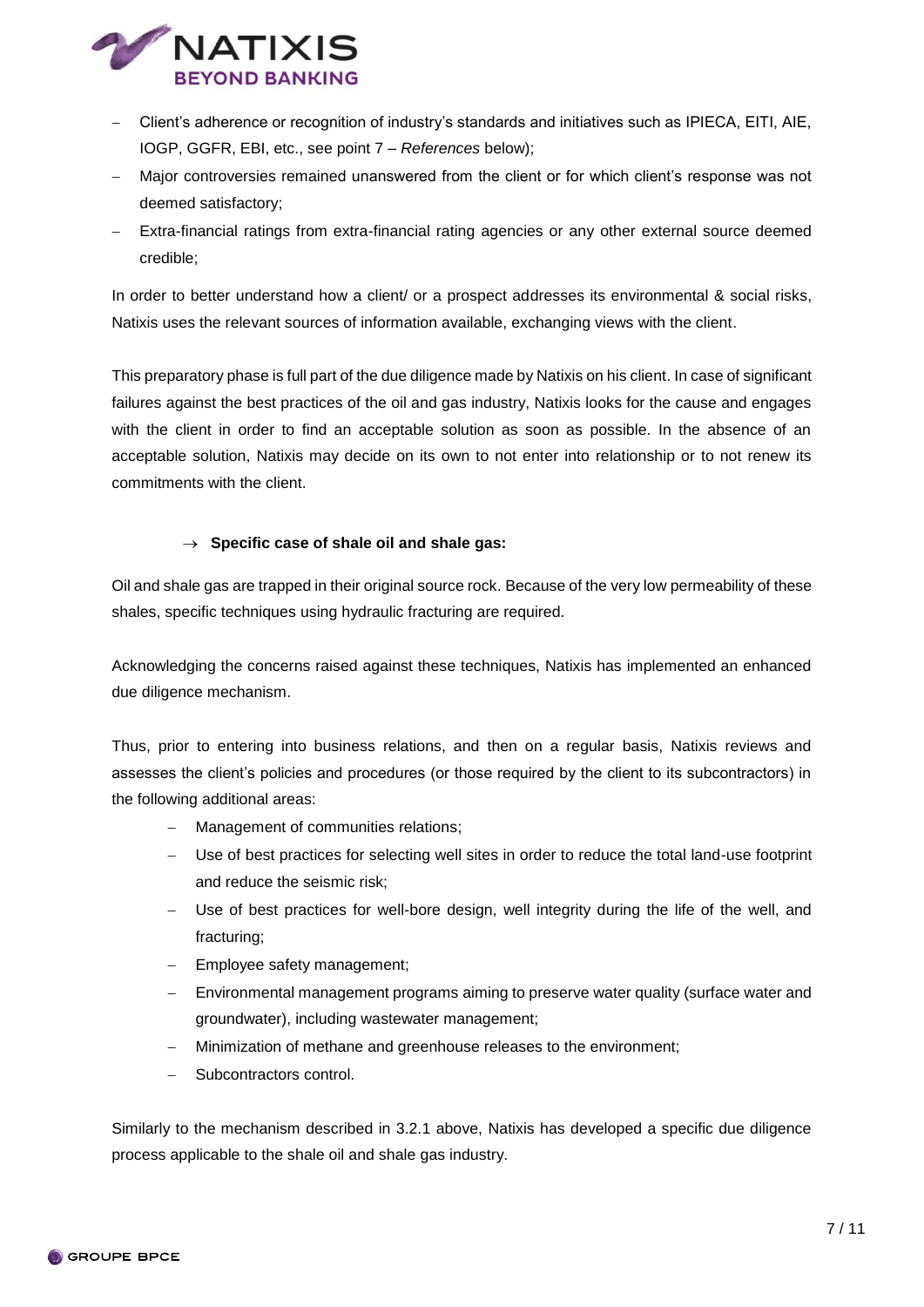- Client's adherence or recognition of industry's standards and initiatives such as IPIECA, EITI, AIE, IOGP, GGFR, EBI, etc., see point 7 – *References* below);
- Major controversies remained unanswered from the client or for which client's response was not deemed satisfactory;
- Extra-financial ratings from extra-financial rating agencies or any other external source deemed credible;

In order to better understand how a client/ or a prospect addresses its environmental & social risks, Natixis uses the relevant sources of information available, exchanging views with the client.

This preparatory phase is full part of the due diligence made by Natixis on his client. In case of significant failures against the best practices of the oil and gas industry, Natixis looks for the cause and engages with the client in order to find an acceptable solution as soon as possible. In the absence of an acceptable solution, Natixis may decide on its own to not enter into relationship or to not renew its commitments with the client.

→ **Specific case of shale oil and shale gas:**

Oil and shale gas are trapped in their original source rock. Because of the very low permeability of these shales, specific techniques using hydraulic fracturing are required.

Acknowledging the concerns raised against these techniques, Natixis has implemented an enhanced due diligence mechanism.

Thus, prior to entering into business relations, and then on a regular basis, Natixis reviews and assesses the client's policies and procedures (or those required by the client to its subcontractors) in the following additional areas:

- Management of communities relations;
- Use of best practices for selecting well sites in order to reduce the total land-use footprint and reduce the seismic risk;
- Use of best practices for well-bore design, well integrity during the life of the well, and fracturing;
- Employee safety management;
- Environmental management programs aiming to preserve water quality (surface water and groundwater), including wastewater management;
- Minimization of methane and greenhouse releases to the environment;
- Subcontractors control.

Similarly to the mechanism described in 3.2.1 above, Natixis has developed a specific due diligence process applicable to the shale oil and shale gas industry.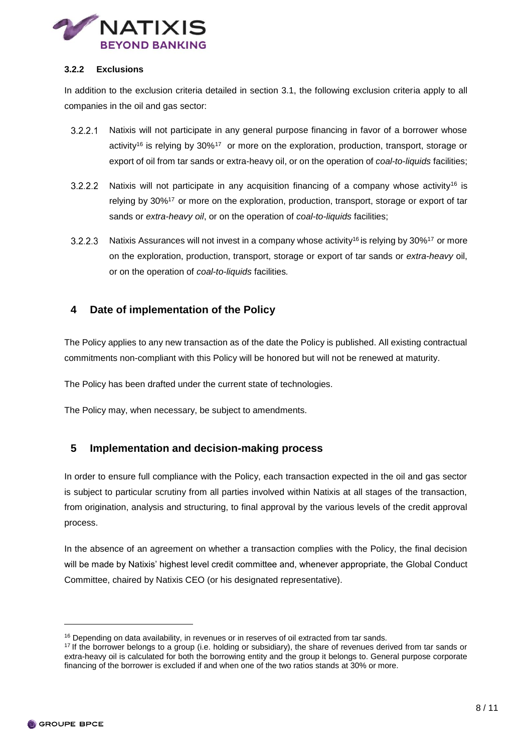### 3.2.2 Exclusions

In addition to the exclusion criteria detailed in section 3.1, the following exclusion criteria apply to all companies in the oil and gas sector:

3.2.2.1 Natixis will not participate in any general purpose financing in favor of a borrower whose activity[16] is relying by 30%[17] or more on the exploration, production, transport, storage or export of oil from tar sands or extra-heavy oil, or on the operation of *coal-to-liquids* facilities;

3.2.2.2 Natixis will not participate in any acquisition financing of a company whose activity[16] is relying by 30%[17] or more on the exploration, production, transport, storage or export of tar sands or *extra-heavy oil*, or on the operation of *coal-to-liquids* facilities;

3.2.2.3 Natixis Assurances will not invest in a company whose activity[16] is relying by 30%[17] or more on the exploration, production, transport, storage or export of tar sands or *extra-heavy* oil, or on the operation of *coal-to-liquids* facilities.

## 4 Date of implementation of the Policy

The Policy applies to any new transaction as of the date the Policy is published. All existing contractual commitments non-compliant with this Policy will be honored but will not be renewed at maturity.

The Policy has been drafted under the current state of technologies.

The Policy may, when necessary, be subject to amendments.

## 5 Implementation and decision-making process

In order to ensure full compliance with the Policy, each transaction expected in the oil and gas sector is subject to particular scrutiny from all parties involved within Natixis at all stages of the transaction, from origination, analysis and structuring, to final approval by the various levels of the credit approval process.

In the absence of an agreement on whether a transaction complies with the Policy, the final decision will be made by Natixis' highest level credit committee and, whenever appropriate, the Global Conduct Committee, chaired by Natixis CEO (or his designated representative).

---

[16] Depending on data availability, in revenues or in reserves of oil extracted from tar sands.

[17] If the borrower belongs to a group (i.e. holding or subsidiary), the share of revenues derived from tar sands or extra-heavy oil is calculated for both the borrowing entity and the group it belongs to. General purpose corporate financing of the borrower is excluded if and when one of the two ratios stands at 30% or more.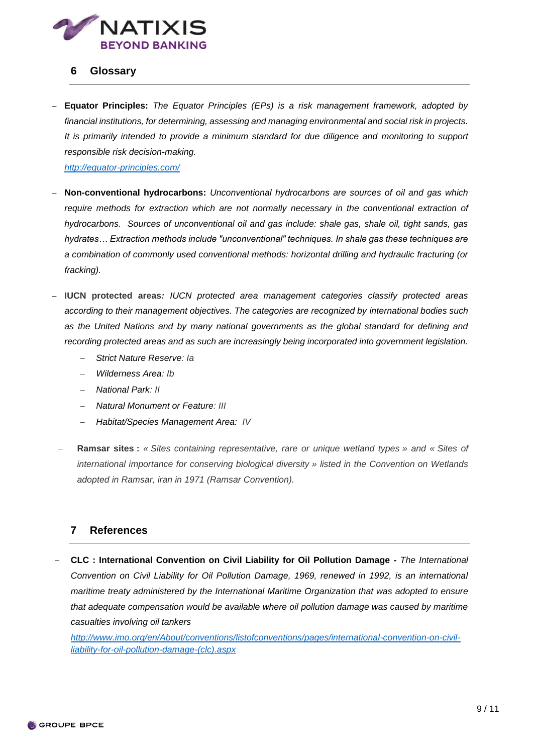## 6 Glossary

- **Equator Principles:** *The Equator Principles (EPs) is a risk management framework, adopted by financial institutions, for determining, assessing and managing environmental and social risk in projects. It is primarily intended to provide a minimum standard for due diligence and monitoring to support responsible risk decision-making.*
  [http://equator-principles.com/](http://equator-principles.com/)

- **Non-conventional hydrocarbons:** *Unconventional hydrocarbons are sources of oil and gas which require methods for extraction which are not normally necessary in the conventional extraction of hydrocarbons. Sources of unconventional oil and gas include: shale gas, shale oil, tight sands, gas hydrates… Extraction methods include "unconventional" techniques. In shale gas these techniques are a combination of commonly used conventional methods: horizontal drilling and hydraulic fracturing (or fracking).*

- **IUCN protected areas***:* *IUCN protected area management categories classify protected areas according to their management objectives. The categories are recognized by international bodies such as the United Nations and by many national governments as the global standard for defining and recording protected areas and as such are increasingly being incorporated into government legislation.*
  - *Strict Nature Reserve: Ia*
  - *Wilderness Area: Ib*
  - *National Park: II*
  - *Natural Monument or Feature: III*
  - *Habitat/Species Management Area: IV*

- **Ramsar sites :** *« Sites containing representative, rare or unique wetland types » and « Sites of international importance for conserving biological diversity » listed in the Convention on Wetlands adopted in Ramsar, iran in 1971 (Ramsar Convention).*

## 7 References

- **CLC : International Convention on Civil Liability for Oil Pollution Damage -** *The International Convention on Civil Liability for Oil Pollution Damage, 1969, renewed in 1992, is an international maritime treaty administered by the International Maritime Organization that was adopted to ensure that adequate compensation would be available where oil pollution damage was caused by maritime casualties involving oil tankers*
  [http://www.imo.org/en/About/conventions/listofconventions/pages/international-convention-on-civil-liability-for-oil-pollution-damage-(clc).aspx](http://www.imo.org/en/About/conventions/listofconventions/pages/international-convention-on-civil-liability-for-oil-pollution-damage-(clc).aspx)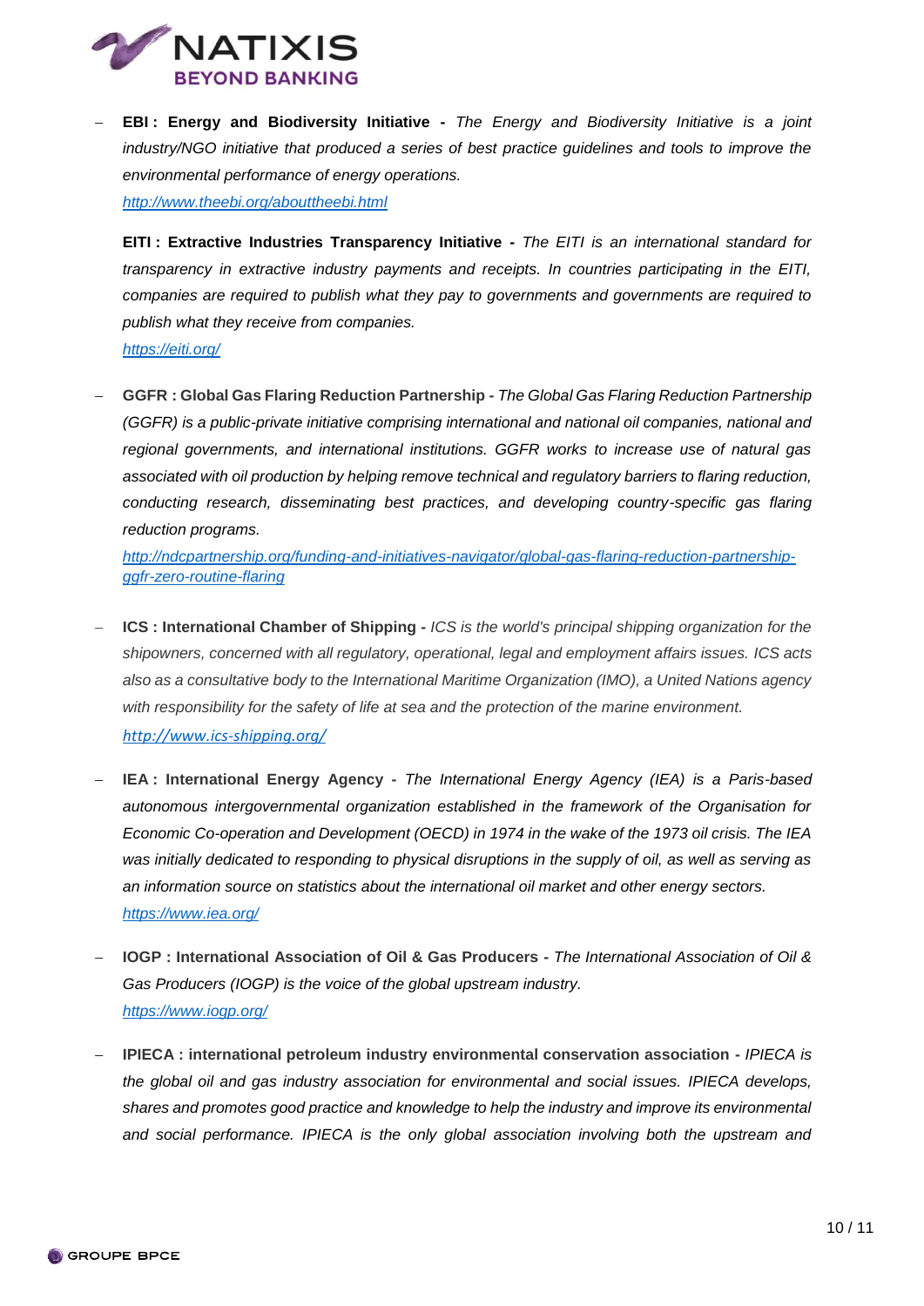- **EBI : Energy and Biodiversity Initiative -** *The Energy and Biodiversity Initiative is a joint industry/NGO initiative that produced a series of best practice guidelines and tools to improve the environmental performance of energy operations.*
  *http://www.theebi.org/abouttheebi.html*

  **EITI : Extractive Industries Transparency Initiative -** *The EITI is an international standard for transparency in extractive industry payments and receipts. In countries participating in the EITI, companies are required to publish what they pay to governments and governments are required to publish what they receive from companies.*
  *https://eiti.org/*

- **GGFR : Global Gas Flaring Reduction Partnership -** *The Global Gas Flaring Reduction Partnership (GGFR) is a public-private initiative comprising international and national oil companies, national and regional governments, and international institutions. GGFR works to increase use of natural gas associated with oil production by helping remove technical and regulatory barriers to flaring reduction, conducting research, disseminating best practices, and developing country-specific gas flaring reduction programs.*
  *http://ndcpartnership.org/funding-and-initiatives-navigator/global-gas-flaring-reduction-partnership-ggfr-zero-routine-flaring*

- **ICS : International Chamber of Shipping -** *ICS is the world's principal shipping organization for the shipowners, concerned with all regulatory, operational, legal and employment affairs issues. ICS acts also as a consultative body to the International Maritime Organization (IMO), a United Nations agency with responsibility for the safety of life at sea and the protection of the marine environment.*
  *http://www.ics-shipping.org/*

- **IEA : International Energy Agency -** *The International Energy Agency (IEA) is a Paris-based autonomous intergovernmental organization established in the framework of the Organisation for Economic Co-operation and Development (OECD) in 1974 in the wake of the 1973 oil crisis. The IEA was initially dedicated to responding to physical disruptions in the supply of oil, as well as serving as an information source on statistics about the international oil market and other energy sectors.*
  *https://www.iea.org/*

- **IOGP : International Association of Oil & Gas Producers -** *The International Association of Oil & Gas Producers (IOGP) is the voice of the global upstream industry.*
  *https://www.iogp.org/*

- **IPIECA : international petroleum industry environmental conservation association -** *IPIECA is the global oil and gas industry association for environmental and social issues. IPIECA develops, shares and promotes good practice and knowledge to help the industry and improve its environmental and social performance. IPIECA is the only global association involving both the upstream and*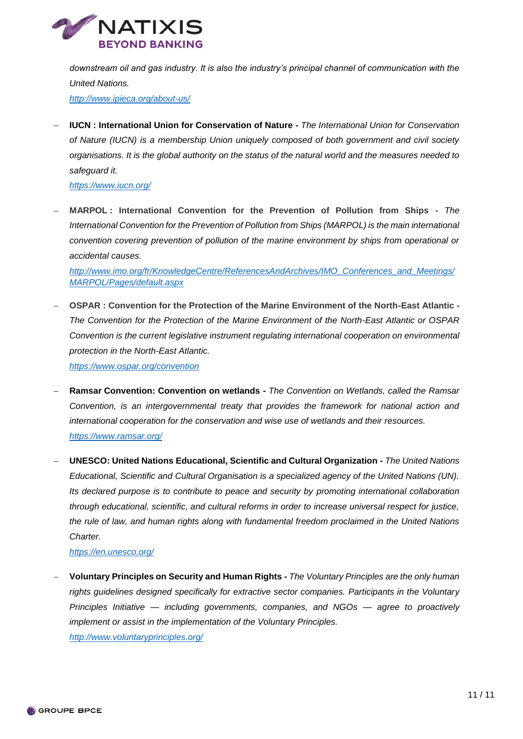*downstream oil and gas industry. It is also the industry's principal channel of communication with the United Nations.*

http://www.ipieca.org/about-us/

- **IUCN : International Union for Conservation of Nature -** *The International Union for Conservation of Nature (IUCN) is a membership Union uniquely composed of both government and civil society organisations. It is the global authority on the status of the natural world and the measures needed to safeguard it.*

  https://www.iucn.org/

- **MARPOL : International Convention for the Prevention of Pollution from Ships -** *The International Convention for the Prevention of Pollution from Ships (MARPOL) is the main international convention covering prevention of pollution of the marine environment by ships from operational or accidental causes.*

  http://www.imo.org/fr/KnowledgeCentre/ReferencesAndArchives/IMO_Conferences_and_Meetings/MARPOL/Pages/default.aspx

- **OSPAR : Convention for the Protection of the Marine Environment of the North-East Atlantic -** *The Convention for the Protection of the Marine Environment of the North-East Atlantic or OSPAR Convention is the current legislative instrument regulating international cooperation on environmental protection in the North-East Atlantic.*

  https://www.ospar.org/convention

- **Ramsar Convention: Convention on wetlands -** *The Convention on Wetlands, called the Ramsar Convention, is an intergovernmental treaty that provides the framework for national action and international cooperation for the conservation and wise use of wetlands and their resources.*

  https://www.ramsar.org/

- **UNESCO: United Nations Educational, Scientific and Cultural Organization -** *The United Nations Educational, Scientific and Cultural Organisation is a specialized agency of the United Nations (UN). Its declared purpose is to contribute to peace and security by promoting international collaboration through educational, scientific, and cultural reforms in order to increase universal respect for justice, the rule of law, and human rights along with fundamental freedom proclaimed in the United Nations Charter.*

  https://en.unesco.org/

- **Voluntary Principles on Security and Human Rights -** *The Voluntary Principles are the only human rights guidelines designed specifically for extractive sector companies. Participants in the Voluntary Principles Initiative — including governments, companies, and NGOs — agree to proactively implement or assist in the implementation of the Voluntary Principles.*

  http://www.voluntaryprinciples.org/